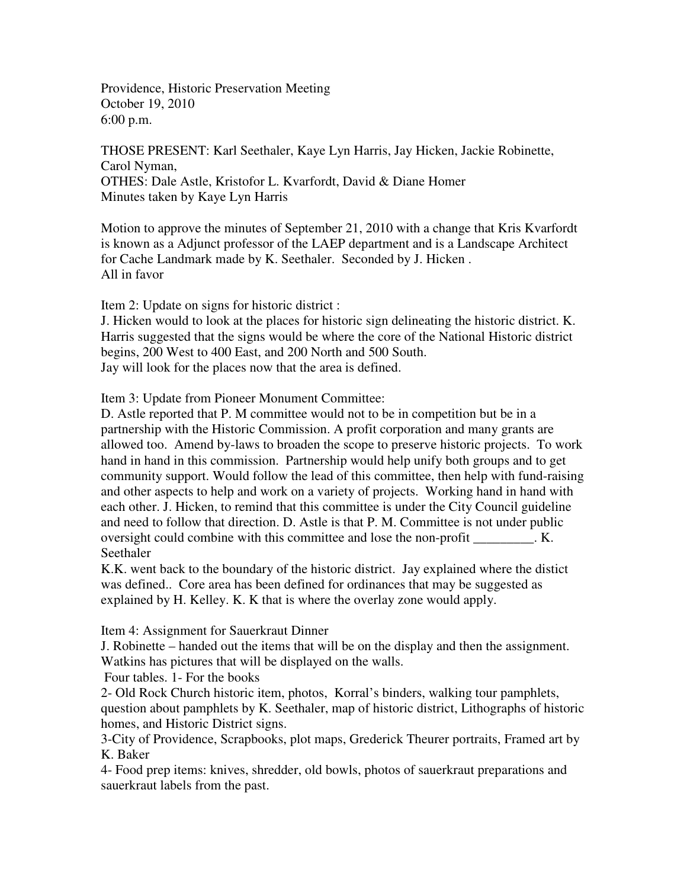Providence, Historic Preservation Meeting
October 19, 2010
6:00 p.m.

THOSE PRESENT: Karl Seethaler, Kaye Lyn Harris, Jay Hicken, Jackie Robinette, Carol Nyman,
OTHES: Dale Astle, Kristofor L. Kvarfordt, David & Diane Homer
Minutes taken by Kaye Lyn Harris

Motion to approve the minutes of September 21, 2010 with a change that Kris Kvarfordt is known as a Adjunct professor of the LAEP department and is a Landscape Architect for Cache Landmark made by K. Seethaler. Seconded by J. Hicken .
All in favor

Item 2: Update on signs for historic district :
J. Hicken would to look at the places for historic sign delineating the historic district. K. Harris suggested that the signs would be where the core of the National Historic district begins, 200 West to 400 East, and 200 North and 500 South.
Jay will look for the places now that the area is defined.

Item 3: Update from Pioneer Monument Committee:
D. Astle reported that P. M committee would not to be in competition but be in a partnership with the Historic Commission. A profit corporation and many grants are allowed too. Amend by-laws to broaden the scope to preserve historic projects. To work hand in hand in this commission. Partnership would help unify both groups and to get community support. Would follow the lead of this committee, then help with fund-raising and other aspects to help and work on a variety of projects. Working hand in hand with each other. J. Hicken, to remind that this committee is under the City Council guideline and need to follow that direction. D. Astle is that P. M. Committee is not under public oversight could combine with this committee and lose the non-profit _________. K. Seethaler
K.K. went back to the boundary of the historic district. Jay explained where the distict was defined.. Core area has been defined for ordinances that may be suggested as explained by H. Kelley. K. K that is where the overlay zone would apply.

Item 4: Assignment for Sauerkraut Dinner
J. Robinette – handed out the items that will be on the display and then the assignment. Watkins has pictures that will be displayed on the walls.
Four tables. 1- For the books
2- Old Rock Church historic item, photos, Korral's binders, walking tour pamphlets, question about pamphlets by K. Seethaler, map of historic district, Lithographs of historic homes, and Historic District signs.
3-City of Providence, Scrapbooks, plot maps, Grederick Theurer portraits, Framed art by K. Baker
4- Food prep items: knives, shredder, old bowls, photos of sauerkraut preparations and sauerkraut labels from the past.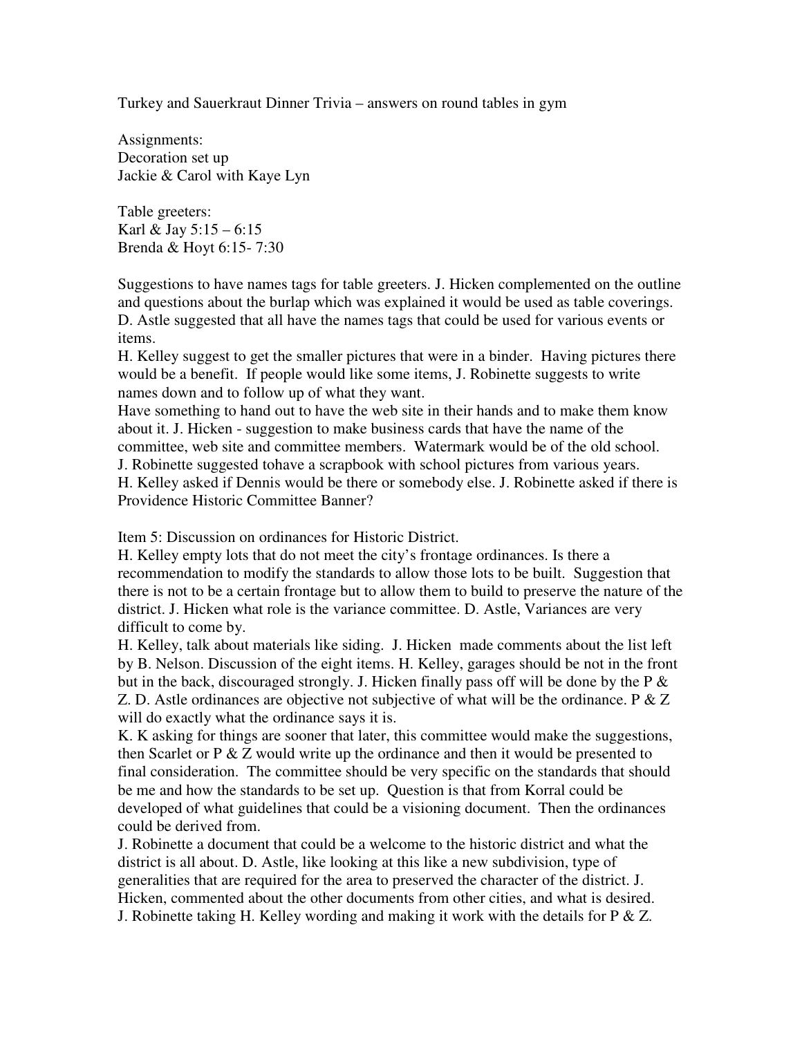Turkey and Sauerkraut Dinner Trivia – answers on round tables in gym

Assignments:
Decoration set up
Jackie & Carol with Kaye Lyn

Table greeters:
Karl & Jay 5:15 – 6:15
Brenda & Hoyt 6:15- 7:30

Suggestions to have names tags for table greeters. J. Hicken complemented on the outline and questions about the burlap which was explained it would be used as table coverings. D. Astle suggested that all have the names tags that could be used for various events or items.
H. Kelley suggest to get the smaller pictures that were in a binder. Having pictures there would be a benefit. If people would like some items, J. Robinette suggests to write names down and to follow up of what they want.
Have something to hand out to have the web site in their hands and to make them know about it. J. Hicken - suggestion to make business cards that have the name of the committee, web site and committee members. Watermark would be of the old school.
J. Robinette suggested tohave a scrapbook with school pictures from various years.
H. Kelley asked if Dennis would be there or somebody else. J. Robinette asked if there is Providence Historic Committee Banner?

Item 5: Discussion on ordinances for Historic District.
H. Kelley empty lots that do not meet the city's frontage ordinances. Is there a recommendation to modify the standards to allow those lots to be built. Suggestion that there is not to be a certain frontage but to allow them to build to preserve the nature of the district. J. Hicken what role is the variance committee. D. Astle, Variances are very difficult to come by.
H. Kelley, talk about materials like siding. J. Hicken made comments about the list left by B. Nelson. Discussion of the eight items. H. Kelley, garages should be not in the front but in the back, discouraged strongly. J. Hicken finally pass off will be done by the P & Z. D. Astle ordinances are objective not subjective of what will be the ordinance. P & Z will do exactly what the ordinance says it is.
K. K asking for things are sooner that later, this committee would make the suggestions, then Scarlet or P & Z would write up the ordinance and then it would be presented to final consideration. The committee should be very specific on the standards that should be me and how the standards to be set up. Question is that from Korral could be developed of what guidelines that could be a visioning document. Then the ordinances could be derived from.
J. Robinette a document that could be a welcome to the historic district and what the district is all about. D. Astle, like looking at this like a new subdivision, type of generalities that are required for the area to preserved the character of the district. J. Hicken, commented about the other documents from other cities, and what is desired.
J. Robinette taking H. Kelley wording and making it work with the details for P & Z.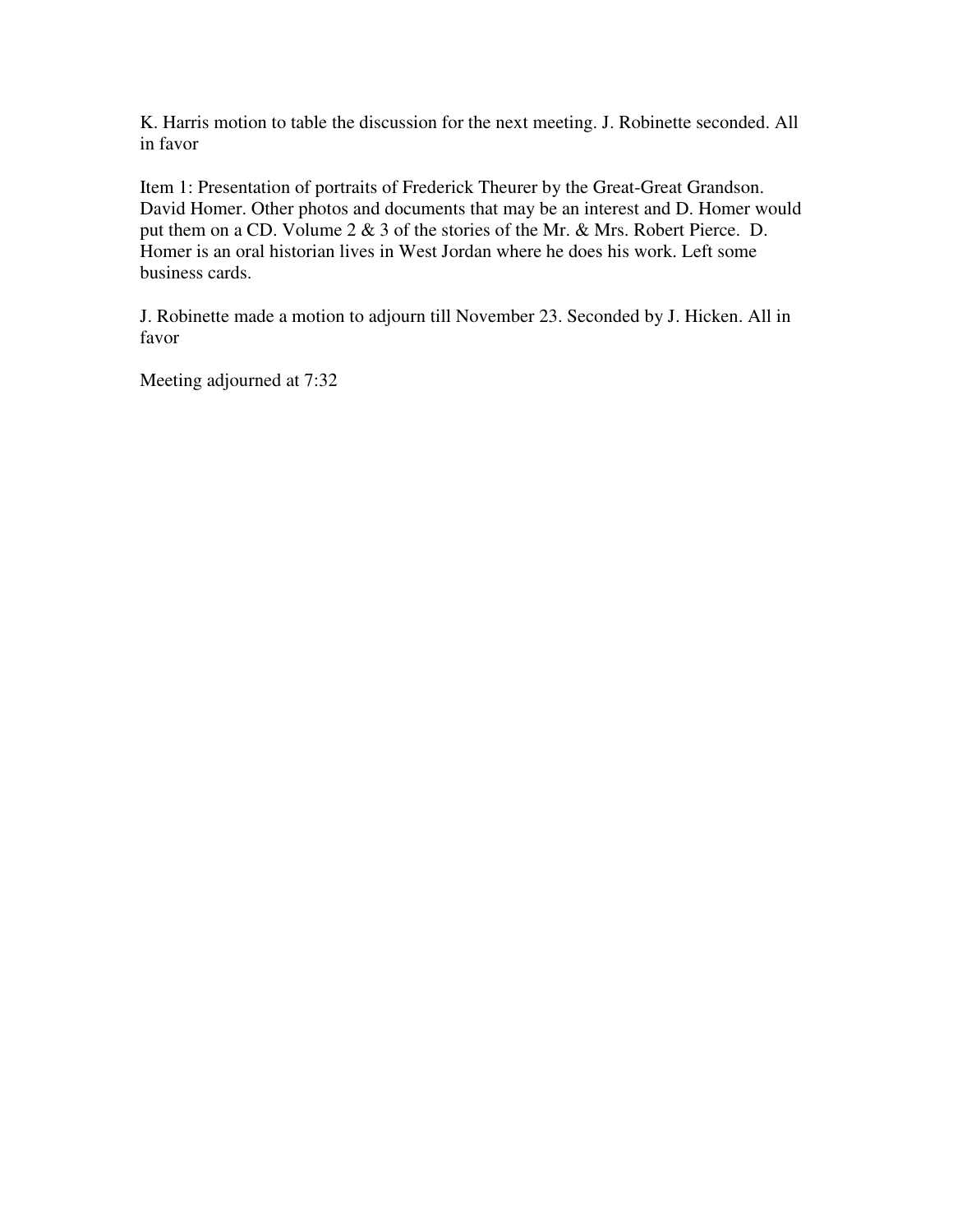K. Harris motion to table the discussion for the next meeting. J. Robinette seconded. All in favor

Item 1: Presentation of portraits of Frederick Theurer by the Great-Great Grandson. David Homer. Other photos and documents that may be an interest and D. Homer would put them on a CD. Volume 2 & 3 of the stories of the Mr. & Mrs. Robert Pierce. D. Homer is an oral historian lives in West Jordan where he does his work. Left some business cards.

J. Robinette made a motion to adjourn till November 23. Seconded by J. Hicken. All in favor

Meeting adjourned at 7:32